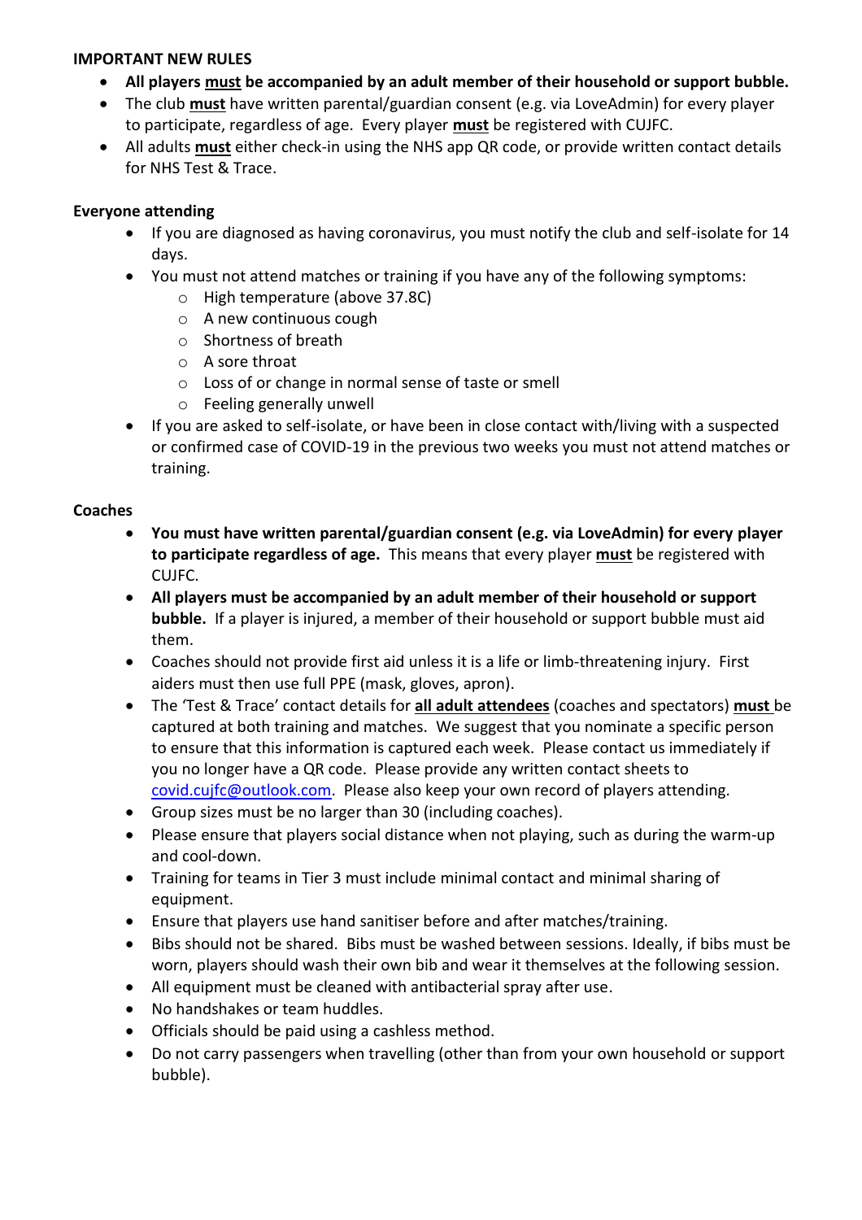**IMPORTANT NEW RULES**

- **All players <u>must</u> be accompanied by an adult member of their household or support bubble.**
- The club **<u>must</u>** have written parental/guardian consent (e.g. via LoveAdmin) for every player to participate, regardless of age. Every player **<u>must</u>** be registered with CUJFC.
- All adults **<u>must</u>** either check-in using the NHS app QR code, or provide written contact details for NHS Test & Trace.

**Everyone attending**

- If you are diagnosed as having coronavirus, you must notify the club and self-isolate for 14 days.
- You must not attend matches or training if you have any of the following symptoms:
  - High temperature (above 37.8C)
  - A new continuous cough
  - Shortness of breath
  - A sore throat
  - Loss of or change in normal sense of taste or smell
  - Feeling generally unwell
- If you are asked to self-isolate, or have been in close contact with/living with a suspected or confirmed case of COVID-19 in the previous two weeks you must not attend matches or training.

**Coaches**

- **You must have written parental/guardian consent (e.g. via LoveAdmin) for every player to participate regardless of age.** This means that every player **<u>must</u>** be registered with CUJFC.
- **All players must be accompanied by an adult member of their household or support bubble.** If a player is injured, a member of their household or support bubble must aid them.
- Coaches should not provide first aid unless it is a life or limb-threatening injury. First aiders must then use full PPE (mask, gloves, apron).
- The 'Test & Trace' contact details for **<u>all adult attendees</u>** (coaches and spectators) **<u>must</u>** be captured at both training and matches. We suggest that you nominate a specific person to ensure that this information is captured each week. Please contact us immediately if you no longer have a QR code. Please provide any written contact sheets to covid.cujfc@outlook.com. Please also keep your own record of players attending.
- Group sizes must be no larger than 30 (including coaches).
- Please ensure that players social distance when not playing, such as during the warm-up and cool-down.
- Training for teams in Tier 3 must include minimal contact and minimal sharing of equipment.
- Ensure that players use hand sanitiser before and after matches/training.
- Bibs should not be shared. Bibs must be washed between sessions. Ideally, if bibs must be worn, players should wash their own bib and wear it themselves at the following session.
- All equipment must be cleaned with antibacterial spray after use.
- No handshakes or team huddles.
- Officials should be paid using a cashless method.
- Do not carry passengers when travelling (other than from your own household or support bubble).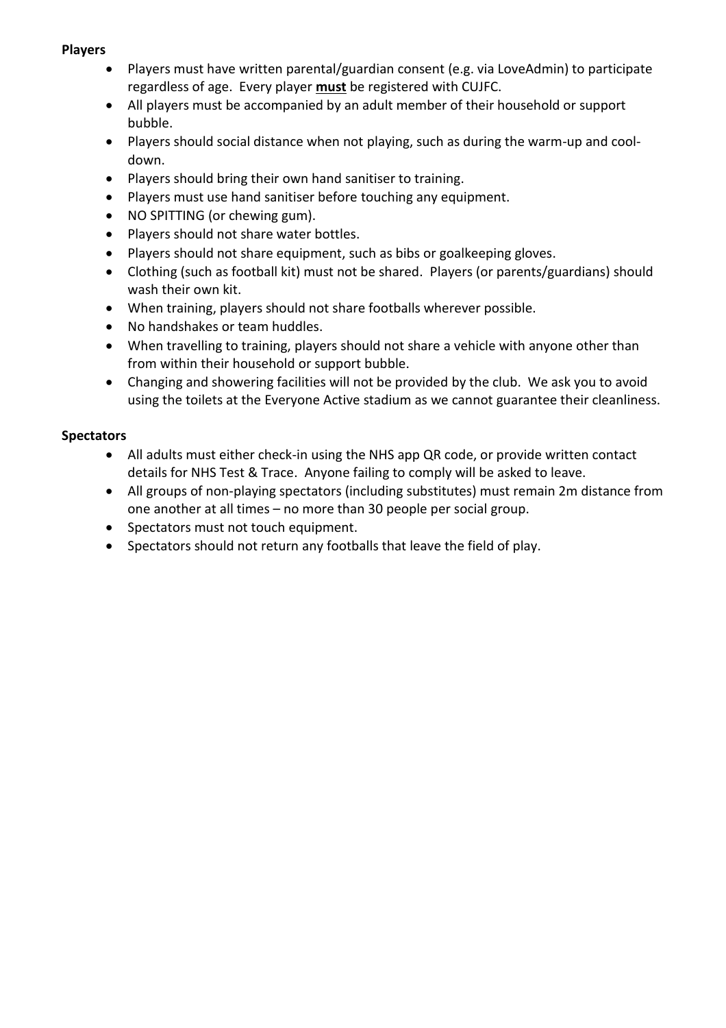**Players**

- Players must have written parental/guardian consent (e.g. via LoveAdmin) to participate regardless of age. Every player **must** be registered with CUJFC.
- All players must be accompanied by an adult member of their household or support bubble.
- Players should social distance when not playing, such as during the warm-up and cool-down.
- Players should bring their own hand sanitiser to training.
- Players must use hand sanitiser before touching any equipment.
- NO SPITTING (or chewing gum).
- Players should not share water bottles.
- Players should not share equipment, such as bibs or goalkeeping gloves.
- Clothing (such as football kit) must not be shared. Players (or parents/guardians) should wash their own kit.
- When training, players should not share footballs wherever possible.
- No handshakes or team huddles.
- When travelling to training, players should not share a vehicle with anyone other than from within their household or support bubble.
- Changing and showering facilities will not be provided by the club. We ask you to avoid using the toilets at the Everyone Active stadium as we cannot guarantee their cleanliness.

**Spectators**

- All adults must either check-in using the NHS app QR code, or provide written contact details for NHS Test & Trace. Anyone failing to comply will be asked to leave.
- All groups of non-playing spectators (including substitutes) must remain 2m distance from one another at all times – no more than 30 people per social group.
- Spectators must not touch equipment.
- Spectators should not return any footballs that leave the field of play.